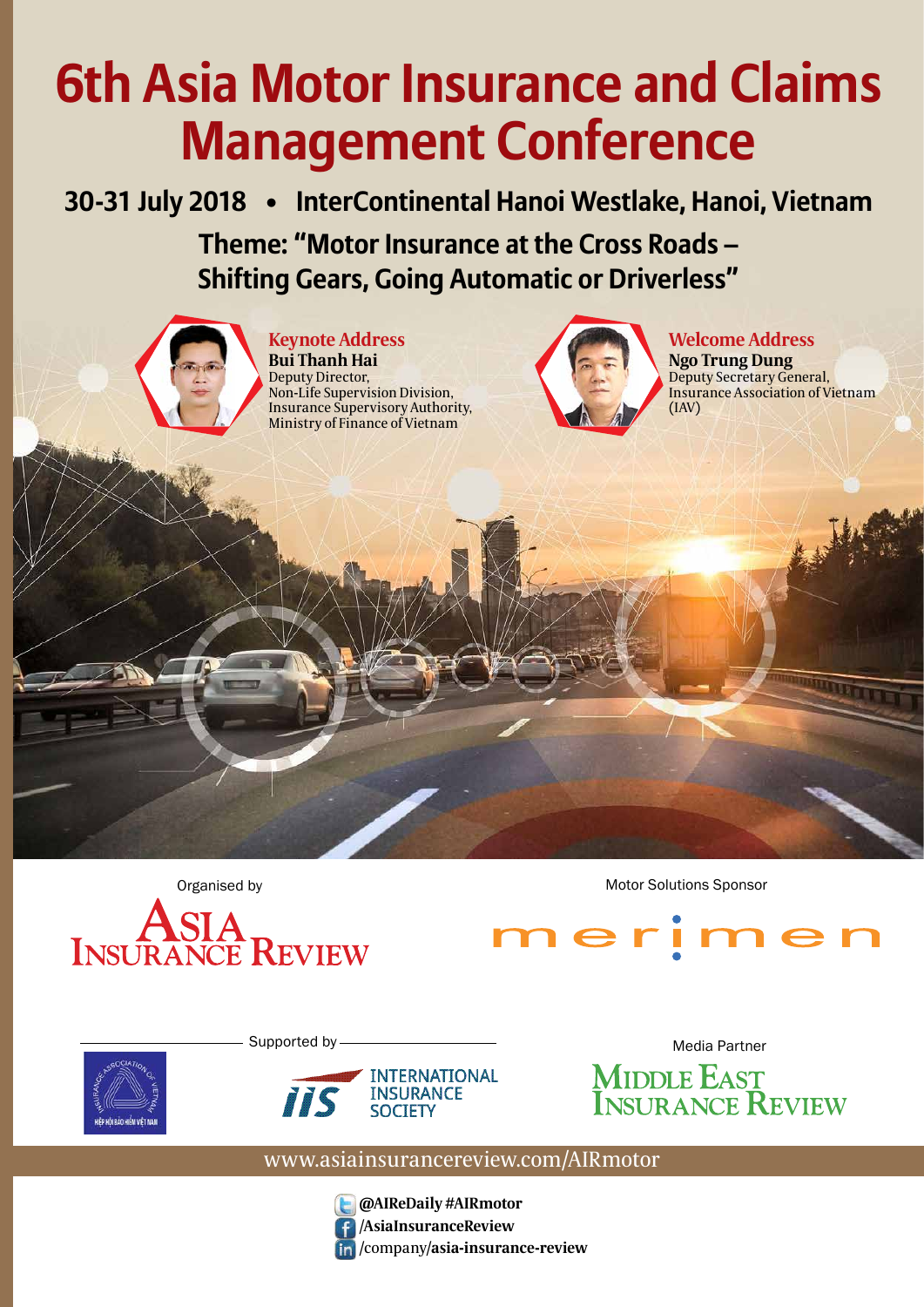# 6th Asia Motor Insurance and Claims Management Conference

**30-31 July 2018 • InterContinental Hanoi Westlake, Hanoi, Vietnam**

## Theme: "Motor Insurance at the Cross Roads – Shifting Gears, Going Automatic or Driverless"

### Keynote Address

**Bui Thanh Hai**
Deputy Director,
Non-Life Supervision Division,
Insurance Supervisory Authority,
Ministry of Finance of Vietnam

### Welcome Address

**Ngo Trung Dung**
Deputy Secretary General,
Insurance Association of Vietnam (IAV)

Organised by

ASIA INSURANCE REVIEW

Motor Solutions Sponsor

merimen

Supported by

HIỆP HỘI BẢO HIỂM VIỆT NAM — INSURANCE ASSOCIATION OF VIETNAM

IIS INTERNATIONAL INSURANCE SOCIETY

Media Partner

MIDDLE EAST INSURANCE REVIEW

www.asiainsurancereview.com/AIRmotor

**@AIReDaily #AIRmotor**
**/AsiaInsuranceReview**
/company/**asia-insurance-review**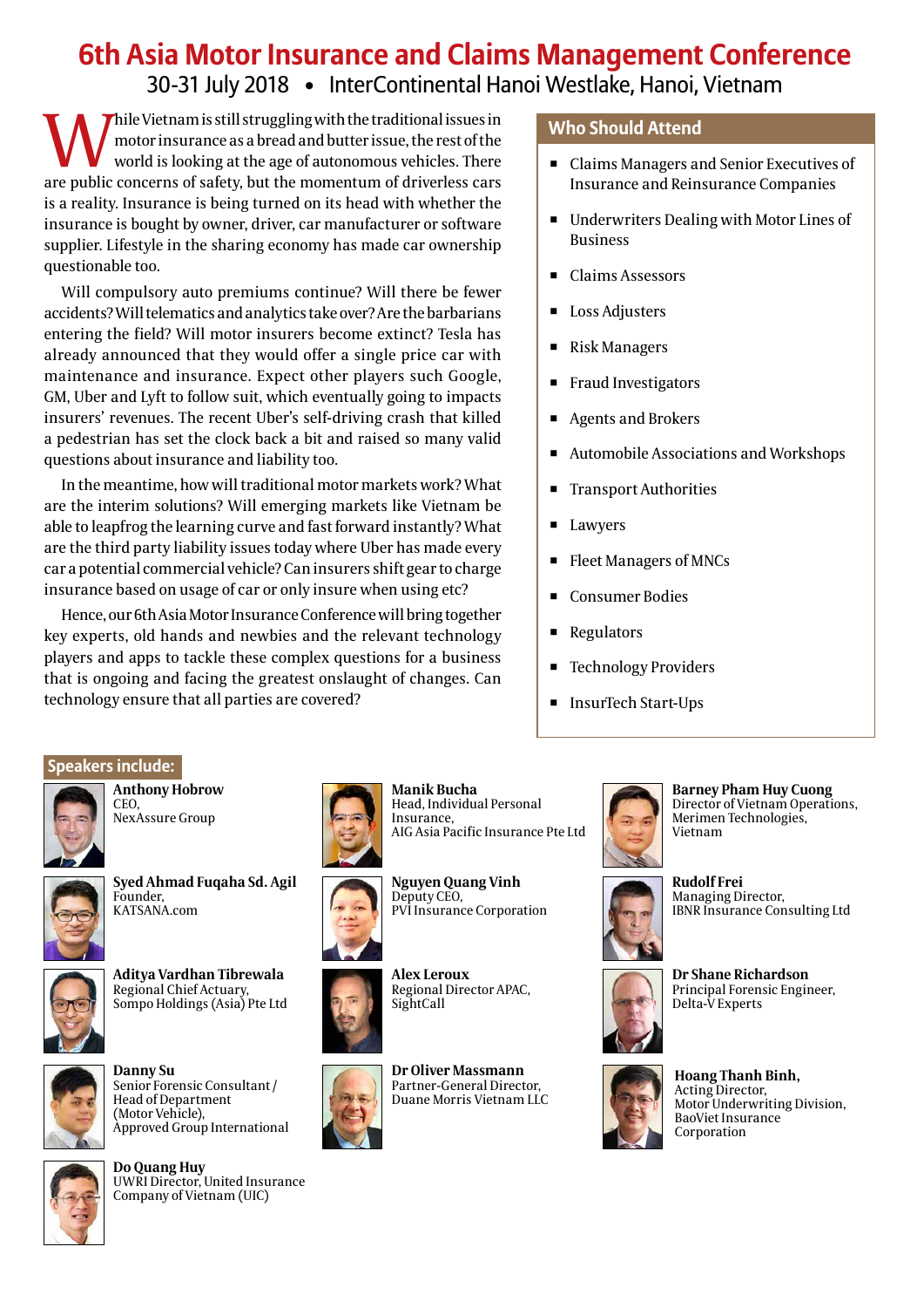# 6th Asia Motor Insurance and Claims Management Conference

30-31 July 2018 • InterContinental Hanoi Westlake, Hanoi, Vietnam

While Vietnam is still struggling with the traditional issues in motor insurance as a bread and butter issue, the rest of the world is looking at the age of autonomous vehicles. There are public concerns of safety, but the momentum of driverless cars is a reality. Insurance is being turned on its head with whether the insurance is bought by owner, driver, car manufacturer or software supplier. Lifestyle in the sharing economy has made car ownership questionable too.

Will compulsory auto premiums continue? Will there be fewer accidents? Will telematics and analytics take over? Are the barbarians entering the field? Will motor insurers become extinct? Tesla has already announced that they would offer a single price car with maintenance and insurance. Expect other players such Google, GM, Uber and Lyft to follow suit, which eventually going to impacts insurers' revenues. The recent Uber's self-driving crash that killed a pedestrian has set the clock back a bit and raised so many valid questions about insurance and liability too.

In the meantime, how will traditional motor markets work? What are the interim solutions? Will emerging markets like Vietnam be able to leapfrog the learning curve and fast forward instantly? What are the third party liability issues today where Uber has made every car a potential commercial vehicle? Can insurers shift gear to charge insurance based on usage of car or only insure when using etc?

Hence, our 6th Asia Motor Insurance Conference will bring together key experts, old hands and newbies and the relevant technology players and apps to tackle these complex questions for a business that is ongoing and facing the greatest onslaught of changes. Can technology ensure that all parties are covered?

## Who Should Attend

- Claims Managers and Senior Executives of Insurance and Reinsurance Companies
- Underwriters Dealing with Motor Lines of Business
- Claims Assessors
- Loss Adjusters
- Risk Managers
- Fraud Investigators
- Agents and Brokers
- Automobile Associations and Workshops
- Transport Authorities
- Lawyers
- Fleet Managers of MNCs
- Consumer Bodies
- Regulators
- Technology Providers
- InsurTech Start-Ups

## Speakers include:

**Anthony Hobrow**
CEO,
NexAssure Group

**Syed Ahmad Fuqaha Sd. Agil**
Founder,
KATSANA.com

**Aditya Vardhan Tibrewala**
Regional Chief Actuary,
Sompo Holdings (Asia) Pte Ltd

**Danny Su**
Senior Forensic Consultant / Head of Department (Motor Vehicle),
Approved Group International

**Do Quang Huy**
UWRI Director, United Insurance Company of Vietnam (UIC)

**Manik Bucha**
Head, Individual Personal Insurance,
AIG Asia Pacific Insurance Pte Ltd

**Nguyen Quang Vinh**
Deputy CEO,
PVI Insurance Corporation

**Alex Leroux**
Regional Director APAC,
SightCall

**Dr Oliver Massmann**
Partner-General Director,
Duane Morris Vietnam LLC

**Barney Pham Huy Cuong**
Director of Vietnam Operations,
Merimen Technologies,
Vietnam

**Rudolf Frei**
Managing Director,
IBNR Insurance Consulting Ltd

**Dr Shane Richardson**
Principal Forensic Engineer,
Delta-V Experts

**Hoang Thanh Binh,**
Acting Director,
Motor Underwriting Division,
BaoViet Insurance Corporation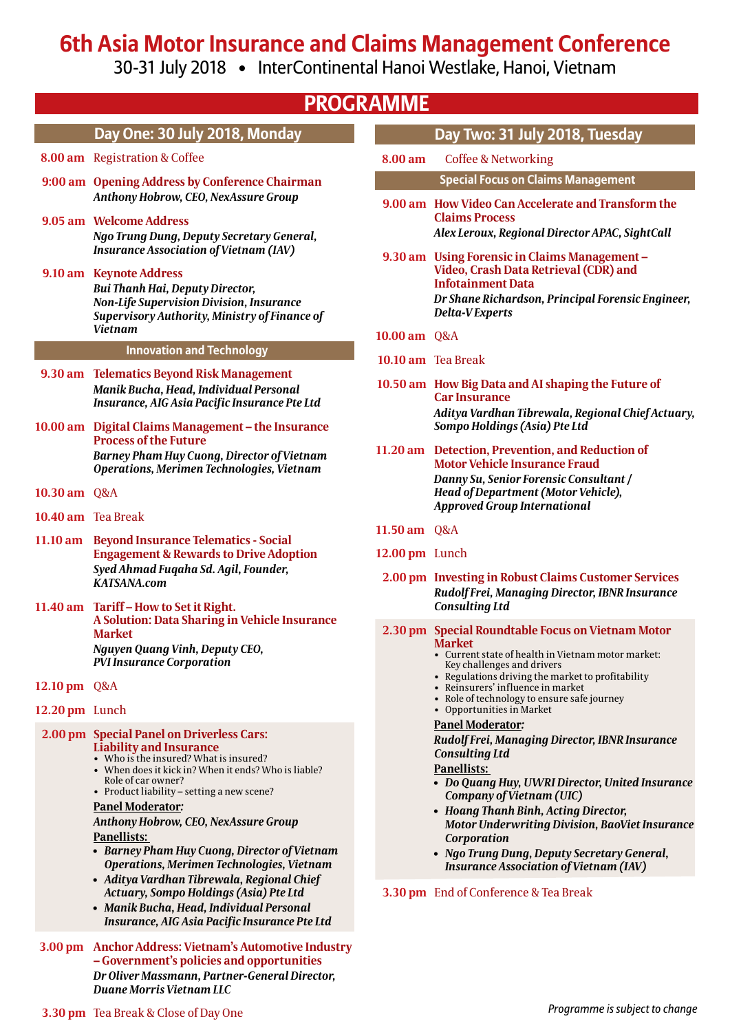# 6th Asia Motor Insurance and Claims Management Conference

30-31 July 2018 • InterContinental Hanoi Westlake, Hanoi, Vietnam

## PROGRAMME

### Day One: 30 July 2018, Monday

**8.00 am** Registration & Coffee

**9:00 am** **Opening Address by Conference Chairman**
*Anthony Hobrow, CEO, NexAssure Group*

**9.05 am** **Welcome Address**
*Ngo Trung Dung, Deputy Secretary General, Insurance Association of Vietnam (IAV)*

**9.10 am** **Keynote Address**
*Bui Thanh Hai, Deputy Director, Non-Life Supervision Division, Insurance Supervisory Authority, Ministry of Finance of Vietnam*

#### Innovation and Technology

**9.30 am** **Telematics Beyond Risk Management**
*Manik Bucha, Head, Individual Personal Insurance, AIG Asia Pacific Insurance Pte Ltd*

**10.00 am** **Digital Claims Management – the Insurance Process of the Future**
*Barney Pham Huy Cuong, Director of Vietnam Operations, Merimen Technologies, Vietnam*

**10.30 am** Q&A

**10.40 am** Tea Break

**11.10 am** **Beyond Insurance Telematics - Social Engagement & Rewards to Drive Adoption**
*Syed Ahmad Fuqaha Sd. Agil, Founder, KATSANA.com*

**11.40 am** **Tariff – How to Set it Right. A Solution: Data Sharing in Vehicle Insurance Market**
*Nguyen Quang Vinh, Deputy CEO, PVI Insurance Corporation*

**12.10 pm** Q&A

**12.20 pm** Lunch

**2.00 pm** **Special Panel on Driverless Cars: Liability and Insurance**

- Who is the insured? What is insured?
- When does it kick in? When it ends? Who is liable? Role of car owner?
- Product liability – setting a new scene?

**Panel Moderator:**
*Anthony Hobrow, CEO, NexAssure Group*

**Panellists:**

- *Barney Pham Huy Cuong, Director of Vietnam Operations, Merimen Technologies, Vietnam*
- *Aditya Vardhan Tibrewala, Regional Chief Actuary, Sompo Holdings (Asia) Pte Ltd*
- *Manik Bucha, Head, Individual Personal Insurance, AIG Asia Pacific Insurance Pte Ltd*

**3.00 pm** **Anchor Address: Vietnam's Automotive Industry – Government's policies and opportunities**
*Dr Oliver Massmann, Partner-General Director, Duane Morris Vietnam LLC*

**3.30 pm** Tea Break & Close of Day One

### Day Two: 31 July 2018, Tuesday

**8.00 am** Coffee & Networking

#### Special Focus on Claims Management

**9.00 am** **How Video Can Accelerate and Transform the Claims Process**
*Alex Leroux, Regional Director APAC, SightCall*

**9.30 am** **Using Forensic in Claims Management – Video, Crash Data Retrieval (CDR) and Infotainment Data**
*Dr Shane Richardson, Principal Forensic Engineer, Delta-V Experts*

**10.00 am** Q&A

**10.10 am** Tea Break

**10.50 am** **How Big Data and AI shaping the Future of Car Insurance**
*Aditya Vardhan Tibrewala, Regional Chief Actuary, Sompo Holdings (Asia) Pte Ltd*

**11.20 am** **Detection, Prevention, and Reduction of Motor Vehicle Insurance Fraud**
*Danny Su, Senior Forensic Consultant / Head of Department (Motor Vehicle), Approved Group International*

**11.50 am** Q&A

**12.00 pm** Lunch

**2.00 pm** **Investing in Robust Claims Customer Services**
*Rudolf Frei, Managing Director, IBNR Insurance Consulting Ltd*

**2.30 pm** **Special Roundtable Focus on Vietnam Motor Market**

- Current state of health in Vietnam motor market: Key challenges and drivers
- Regulations driving the market to profitability
- Reinsurers' influence in market
- Role of technology to ensure safe journey
- Opportunities in Market

**Panel Moderator:**
*Rudolf Frei, Managing Director, IBNR Insurance Consulting Ltd*

**Panellists:**

- *Do Quang Huy, UWRI Director, United Insurance Company of Vietnam (UIC)*
- *Hoang Thanh Binh, Acting Director, Motor Underwriting Division, BaoViet Insurance Corporation*
- *Ngo Trung Dung, Deputy Secretary General, Insurance Association of Vietnam (IAV)*

**3.30 pm** End of Conference & Tea Break

*Programme is subject to change*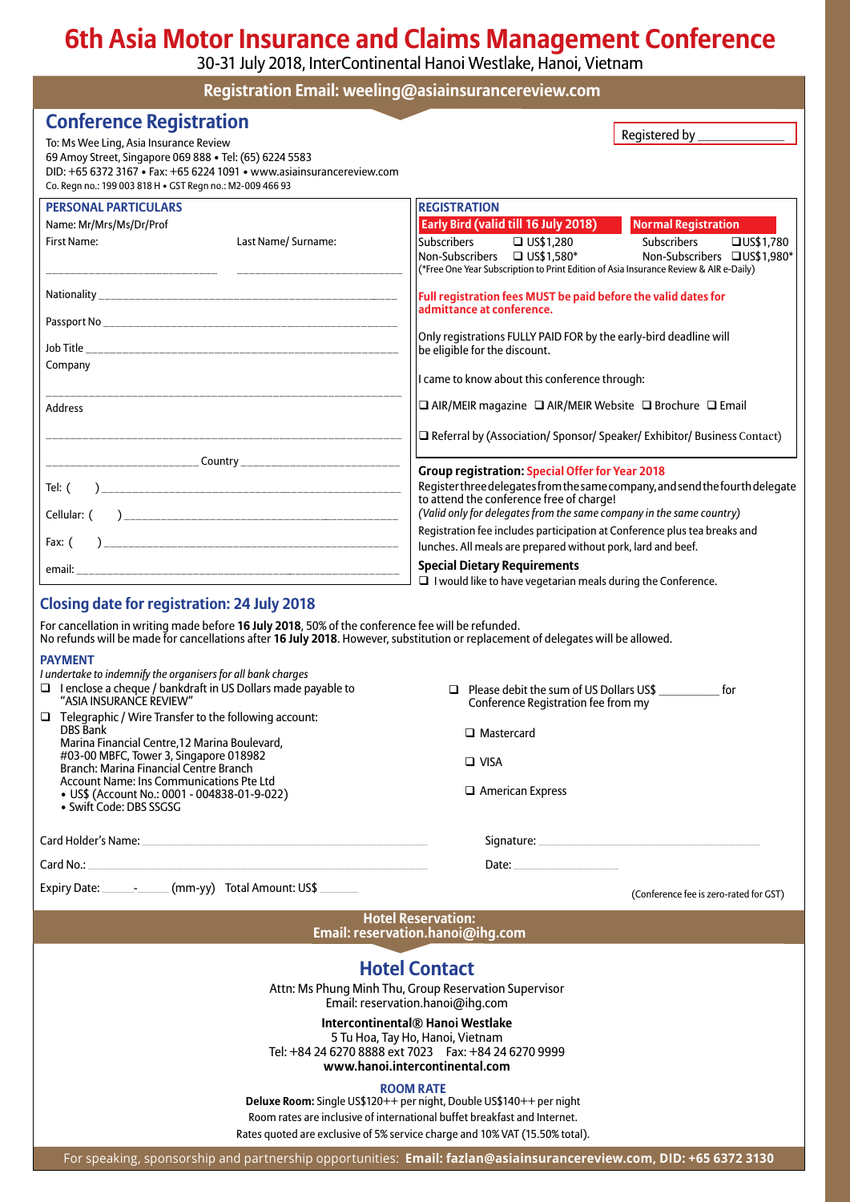# 6th Asia Motor Insurance and Claims Management Conference

30-31 July 2018, InterContinental Hanoi Westlake, Hanoi, Vietnam

**Registration Email: weeling@asiainsurancereview.com**

## Conference Registration

Registered by ______________

To: Ms Wee Ling, Asia Insurance Review
69 Amoy Street, Singapore 069 888 • Tel: (65) 6224 5583
DID: +65 6372 3167 • Fax: +65 6224 1091 • www.asiainsurancereview.com
Co. Regn no.: 199 003 818 H • GST Regn no.: M2-009 466 93

### PERSONAL PARTICULARS

Name: Mr/Mrs/Ms/Dr/Prof

First Name: ______________ Last Name/ Surname: ______________

Nationality ______________

Passport No ______________

Job Title ______________

Company ______________

Address ______________

______________ Country ______________

Tel: ( ) ______________

Cellular: ( ) ______________

Fax: ( ) ______________

email: ______________

### REGISTRATION

| Early Bird (valid till 16 July 2018) | | Normal Registration | |
|---|---|---|---|
| Subscribers | ❑ US$1,280 | Subscribers | ❑ US$1,780 |
| Non-Subscribers | ❑ US$1,580* | Non-Subscribers | ❑ US$1,980* |

(*Free One Year Subscription to Print Edition of Asia Insurance Review & AIR e-Daily)

**Full registration fees MUST be paid before the valid dates for admittance at conference.**

Only registrations FULLY PAID FOR by the early-bird deadline will be eligible for the discount.

I came to know about this conference through:

❑ AIR/MEIR magazine ❑ AIR/MEIR Website ❑ Brochure ❑ Email

❑ Referral by (Association/ Sponsor/ Speaker/ Exhibitor/ Business Contact)

**Group registration: Special Offer for Year 2018**
Register three delegates from the same company, and send the fourth delegate to attend the conference free of charge!
*(Valid only for delegates from the same company in the same country)*

Registration fee includes participation at Conference plus tea breaks and lunches. All meals are prepared without pork, lard and beef.

**Special Dietary Requirements**
❑ I would like to have vegetarian meals during the Conference.

## Closing date for registration: 24 July 2018

For cancellation in writing made before **16 July 2018**, 50% of the conference fee will be refunded.
No refunds will be made for cancellations after **16 July 2018**. However, substitution or replacement of delegates will be allowed.

### PAYMENT

*I undertake to indemnify the organisers for all bank charges*

❑ I enclose a cheque / bankdraft in US Dollars made payable to "ASIA INSURANCE REVIEW"

❑ Telegraphic / Wire Transfer to the following account:
DBS Bank
Marina Financial Centre,12 Marina Boulevard,
#03-00 MBFC, Tower 3, Singapore 018982
Branch: Marina Financial Centre Branch
Account Name: Ins Communications Pte Ltd
- US$ (Account No.: 0001 - 004838-01-9-022)
- Swift Code: DBS SSGSG

❑ Please debit the sum of US Dollars US$ __________ for Conference Registration fee from my

❑ Mastercard

❑ VISA

❑ American Express

Card Holder's Name: ______________

Signature: ______________

Card No.: ______________

Date: ______________

Expiry Date: _____-_____ (mm-yy) Total Amount: US$ _______

(Conference fee is zero-rated for GST)

**Hotel Reservation:**
**Email: reservation.hanoi@ihg.com**

## Hotel Contact

Attn: Ms Phung Minh Thu, Group Reservation Supervisor
Email: reservation.hanoi@ihg.com

**Intercontinental® Hanoi Westlake**
5 Tu Hoa, Tay Ho, Hanoi, Vietnam
Tel: +84 24 6270 8888 ext 7023 Fax: +84 24 6270 9999
**www.hanoi.intercontinental.com**

**ROOM RATE**

**Deluxe Room:** Single US$120++ per night, Double US$140++ per night
Room rates are inclusive of international buffet breakfast and Internet.
Rates quoted are exclusive of 5% service charge and 10% VAT (15.50% total).

For speaking, sponsorship and partnership opportunities: **Email: fazlan@asiainsurancereview.com, DID: +65 6372 3130**